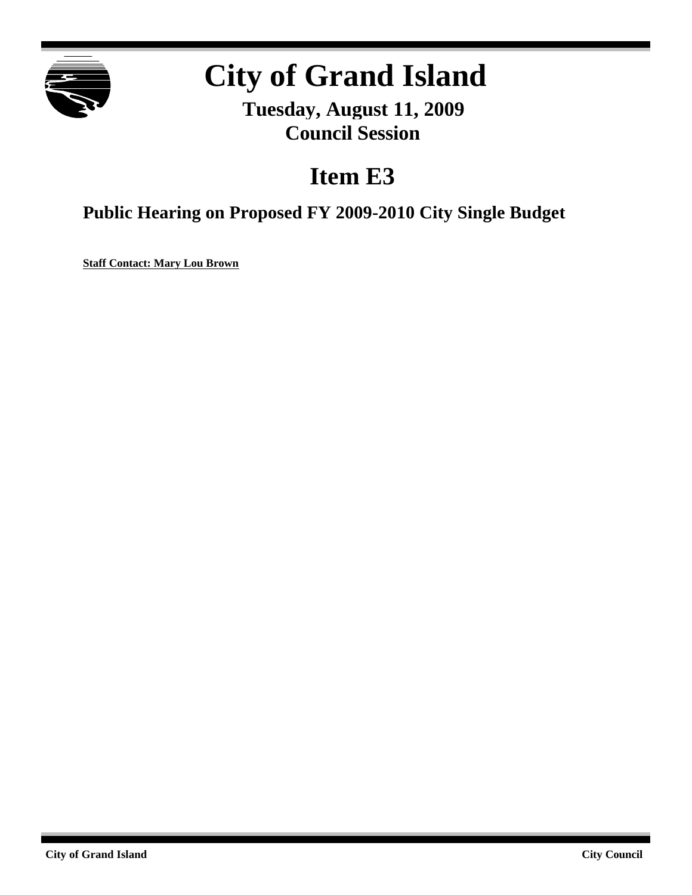# City of Grand Island

**Tuesday, August 11, 2009**
**Council Session**

# Item E3

## Public Hearing on Proposed FY 2009-2010 City Single Budget

**Staff Contact: Mary Lou Brown**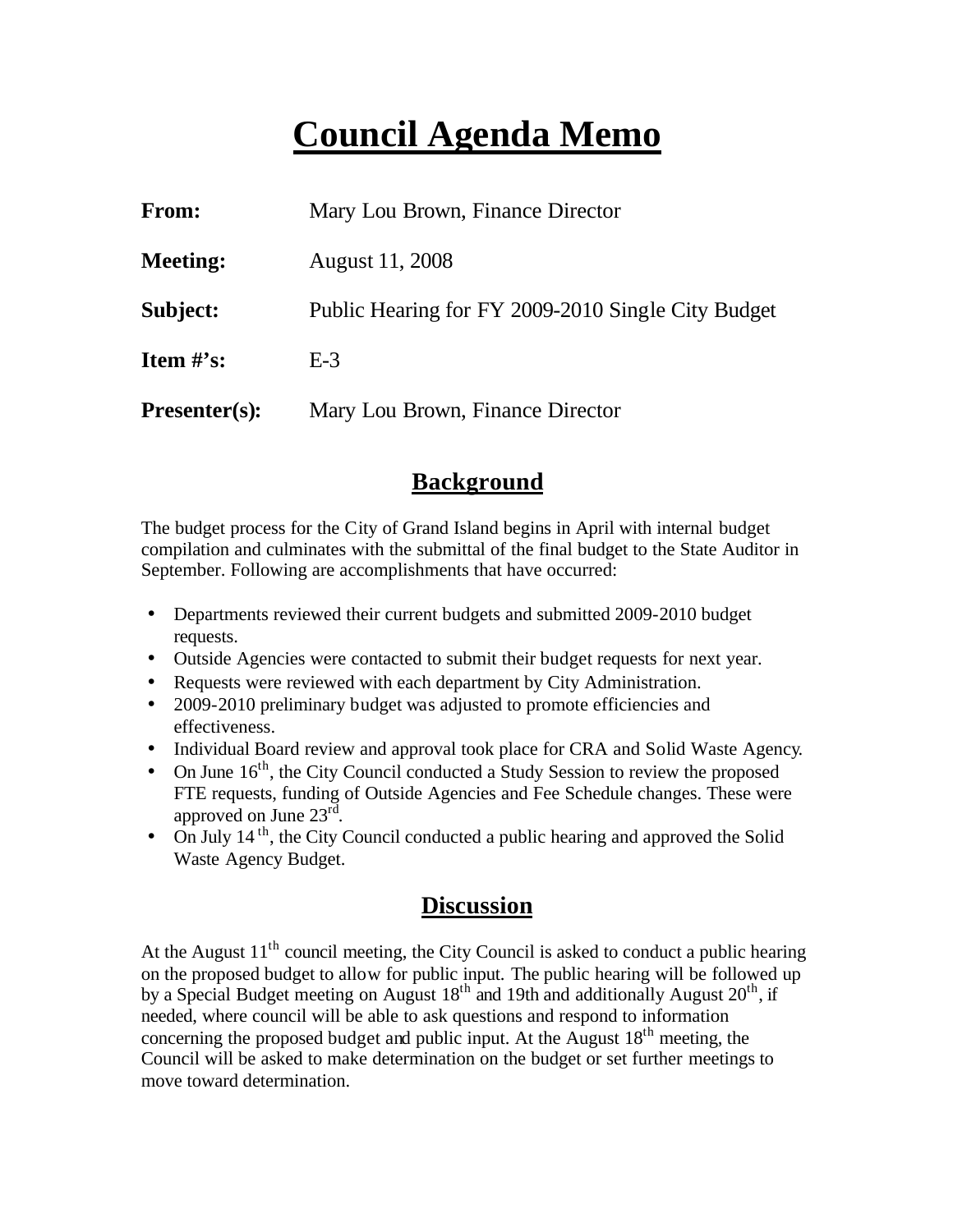# Council Agenda Memo

**From:** Mary Lou Brown, Finance Director

**Meeting:** August 11, 2008

**Subject:** Public Hearing for FY 2009-2010 Single City Budget

**Item #'s:** E-3

**Presenter(s):** Mary Lou Brown, Finance Director

## Background

The budget process for the City of Grand Island begins in April with internal budget compilation and culminates with the submittal of the final budget to the State Auditor in September. Following are accomplishments that have occurred:

- Departments reviewed their current budgets and submitted 2009-2010 budget requests.
- Outside Agencies were contacted to submit their budget requests for next year.
- Requests were reviewed with each department by City Administration.
- 2009-2010 preliminary budget was adjusted to promote efficiencies and effectiveness.
- Individual Board review and approval took place for CRA and Solid Waste Agency.
- On June 16th, the City Council conducted a Study Session to review the proposed FTE requests, funding of Outside Agencies and Fee Schedule changes. These were approved on June 23rd.
- On July 14th, the City Council conducted a public hearing and approved the Solid Waste Agency Budget.

## Discussion

At the August 11th council meeting, the City Council is asked to conduct a public hearing on the proposed budget to allow for public input. The public hearing will be followed up by a Special Budget meeting on August 18th and 19th and additionally August 20th, if needed, where council will be able to ask questions and respond to information concerning the proposed budget and public input. At the August 18th meeting, the Council will be asked to make determination on the budget or set further meetings to move toward determination.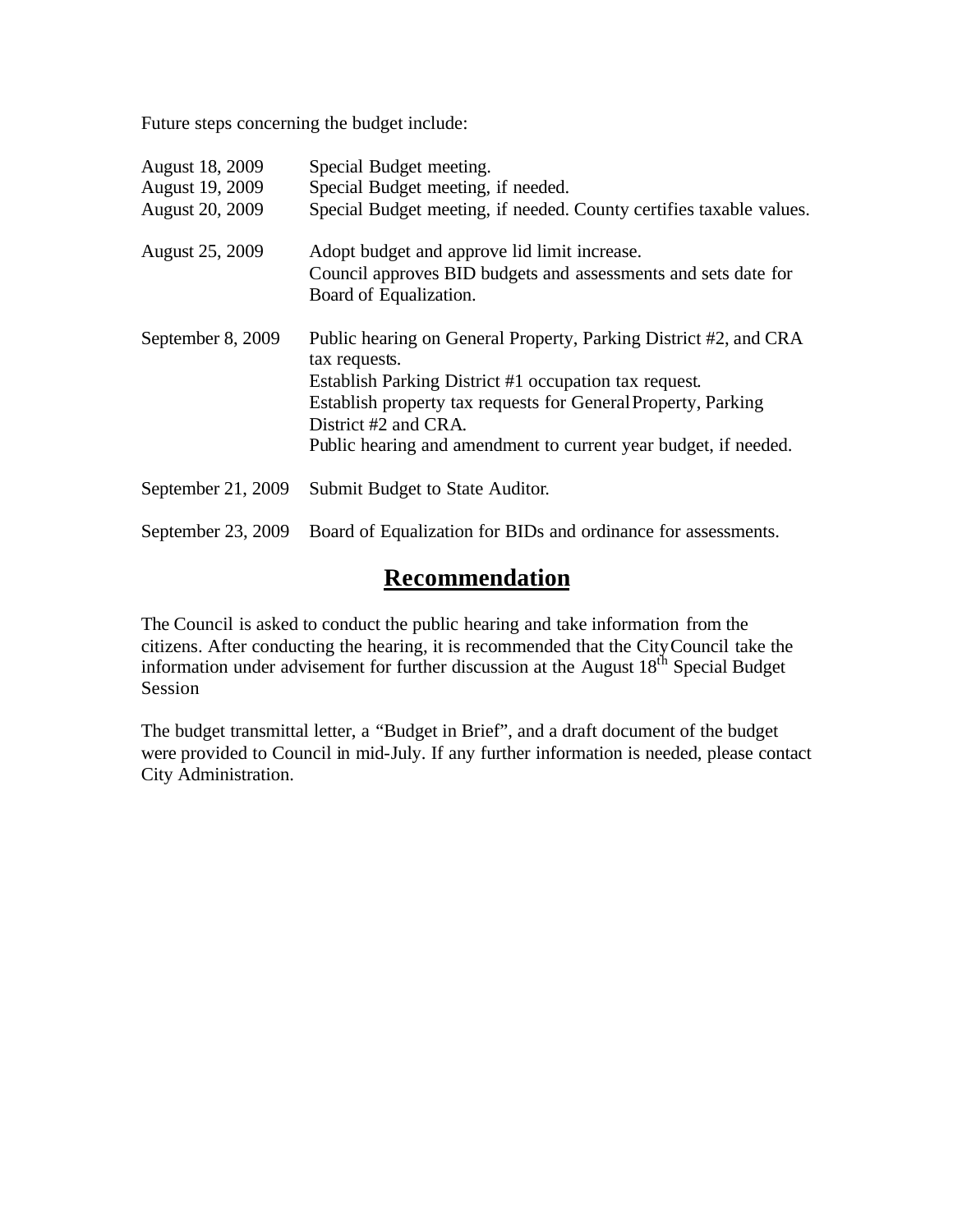Future steps concerning the budget include:

| | |
|---|---|
| August 18, 2009 | Special Budget meeting. |
| August 19, 2009 | Special Budget meeting, if needed. |
| August 20, 2009 | Special Budget meeting, if needed. County certifies taxable values. |
| August 25, 2009 | Adopt budget and approve lid limit increase.<br>Council approves BID budgets and assessments and sets date for Board of Equalization. |
| September 8, 2009 | Public hearing on General Property, Parking District #2, and CRA tax requests.<br>Establish Parking District #1 occupation tax request.<br>Establish property tax requests for General Property, Parking District #2 and CRA.<br>Public hearing and amendment to current year budget, if needed. |
| September 21, 2009 | Submit Budget to State Auditor. |
| September 23, 2009 | Board of Equalization for BIDs and ordinance for assessments. |

## Recommendation

The Council is asked to conduct the public hearing and take information from the citizens. After conducting the hearing, it is recommended that the City Council take the information under advisement for further discussion at the August 18th Special Budget Session

The budget transmittal letter, a "Budget in Brief", and a draft document of the budget were provided to Council in mid-July. If any further information is needed, please contact City Administration.